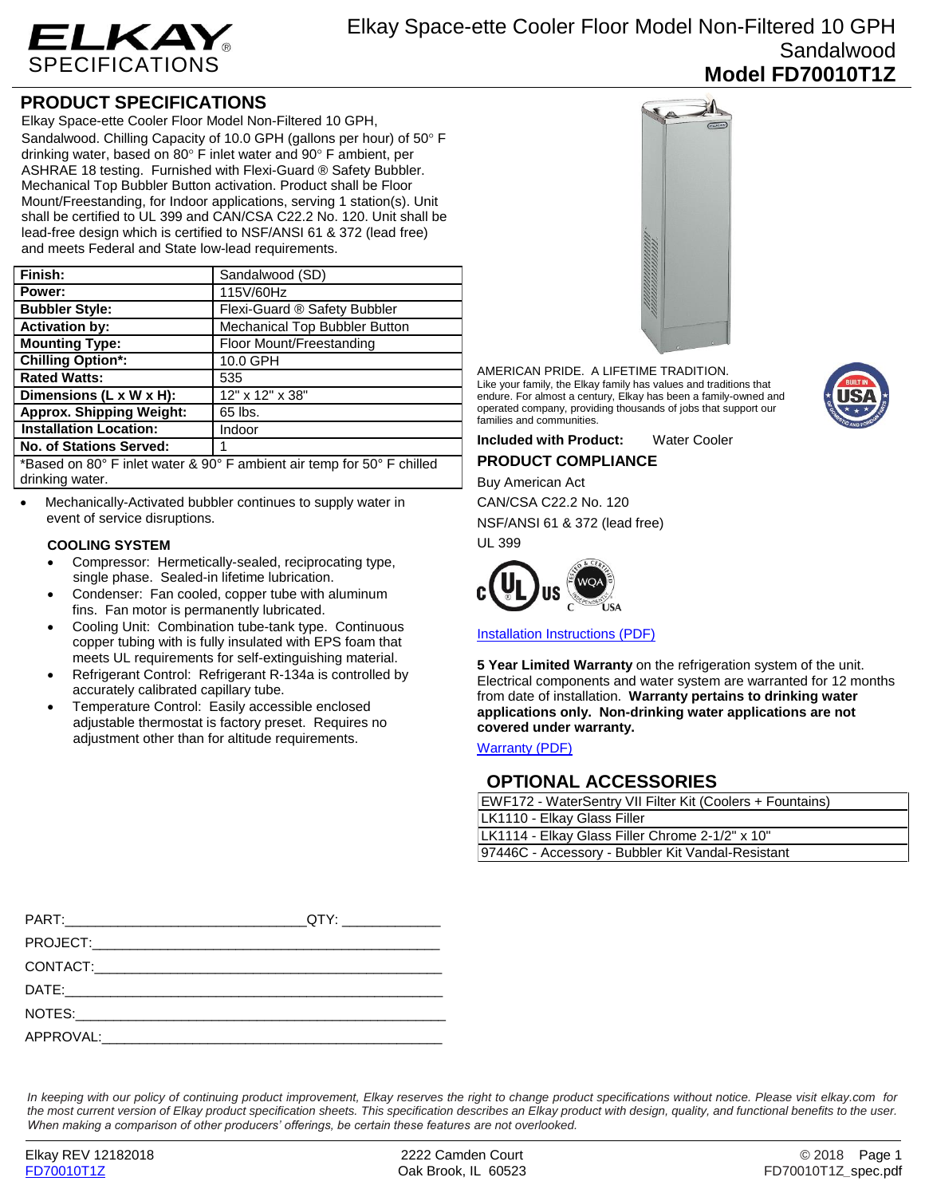# Elkay Space-ette Cooler Floor Model Non-Filtered 10 GPH Sandalwood

## Model FD70010T1Z

ELKAY SPECIFICATIONS

## PRODUCT SPECIFICATIONS

Elkay Space-ette Cooler Floor Model Non-Filtered 10 GPH, Sandalwood. Chilling Capacity of 10.0 GPH (gallons per hour) of 50° F drinking water, based on 80° F inlet water and 90° F ambient, per ASHRAE 18 testing. Furnished with Flexi-Guard ® Safety Bubbler. Mechanical Top Bubbler Button activation. Product shall be Floor Mount/Freestanding, for Indoor applications, serving 1 station(s). Unit shall be certified to UL 399 and CAN/CSA C22.2 No. 120. Unit shall be lead-free design which is certified to NSF/ANSI 61 & 372 (lead free) and meets Federal and State low-lead requirements.

| | |
|---|---|
| **Finish:** | Sandalwood (SD) |
| **Power:** | 115V/60Hz |
| **Bubbler Style:** | Flexi-Guard ® Safety Bubbler |
| **Activation by:** | Mechanical Top Bubbler Button |
| **Mounting Type:** | Floor Mount/Freestanding |
| **Chilling Option*:** | 10.0 GPH |
| **Rated Watts:** | 535 |
| **Dimensions (L x W x H):** | 12" x 12" x 38" |
| **Approx. Shipping Weight:** | 65 lbs. |
| **Installation Location:** | Indoor |
| **No. of Stations Served:** | 1 |

*Based on 80° F inlet water & 90° F ambient air temp for 50° F chilled drinking water.

- Mechanically-Activated bubbler continues to supply water in event of service disruptions.

### COOLING SYSTEM

- Compressor: Hermetically-sealed, reciprocating type, single phase. Sealed-in lifetime lubrication.
- Condenser: Fan cooled, copper tube with aluminum fins. Fan motor is permanently lubricated.
- Cooling Unit: Combination tube-tank type. Continuous copper tubing with is fully insulated with EPS foam that meets UL requirements for self-extinguishing material.
- Refrigerant Control: Refrigerant R-134a is controlled by accurately calibrated capillary tube.
- Temperature Control: Easily accessible enclosed adjustable thermostat is factory preset. Requires no adjustment other than for altitude requirements.

AMERICAN PRIDE. A LIFETIME TRADITION.
Like your family, the Elkay family has values and traditions that endure. For almost a century, Elkay has been a family-owned and operated company, providing thousands of jobs that support our families and communities.

**Included with Product:** Water Cooler

## PRODUCT COMPLIANCE

Buy American Act
CAN/CSA C22.2 No. 120
NSF/ANSI 61 & 372 (lead free)
UL 399

[Installation Instructions (PDF)]

**5 Year Limited Warranty** on the refrigeration system of the unit. Electrical components and water system are warranted for 12 months from date of installation. **Warranty pertains to drinking water applications only. Non-drinking water applications are not covered under warranty.**

[Warranty (PDF)]

## OPTIONAL ACCESSORIES

| |
|---|
| EWF172 - WaterSentry VII Filter Kit (Coolers + Fountains) |
| LK1110 - Elkay Glass Filler |
| LK1114 - Elkay Glass Filler Chrome 2-1/2" x 10" |
| 97446C - Accessory - Bubbler Kit Vandal-Resistant |

PART:_______________________________QTY: _____________

PROJECT:_____________________________________________

CONTACT:_____________________________________________

DATE:________________________________________________

NOTES:_______________________________________________

APPROVAL:____________________________________________

*In keeping with our policy of continuing product improvement, Elkay reserves the right to change product specifications without notice. Please visit elkay.com for the most current version of Elkay product specification sheets. This specification describes an Elkay product with design, quality, and functional benefits to the user. When making a comparison of other producers' offerings, be certain these features are not overlooked.*

Elkay REV 12182018
FD70010T1Z

2222 Camden Court
Oak Brook, IL 60523

© 2018
FD70010T1Z_spec.pdf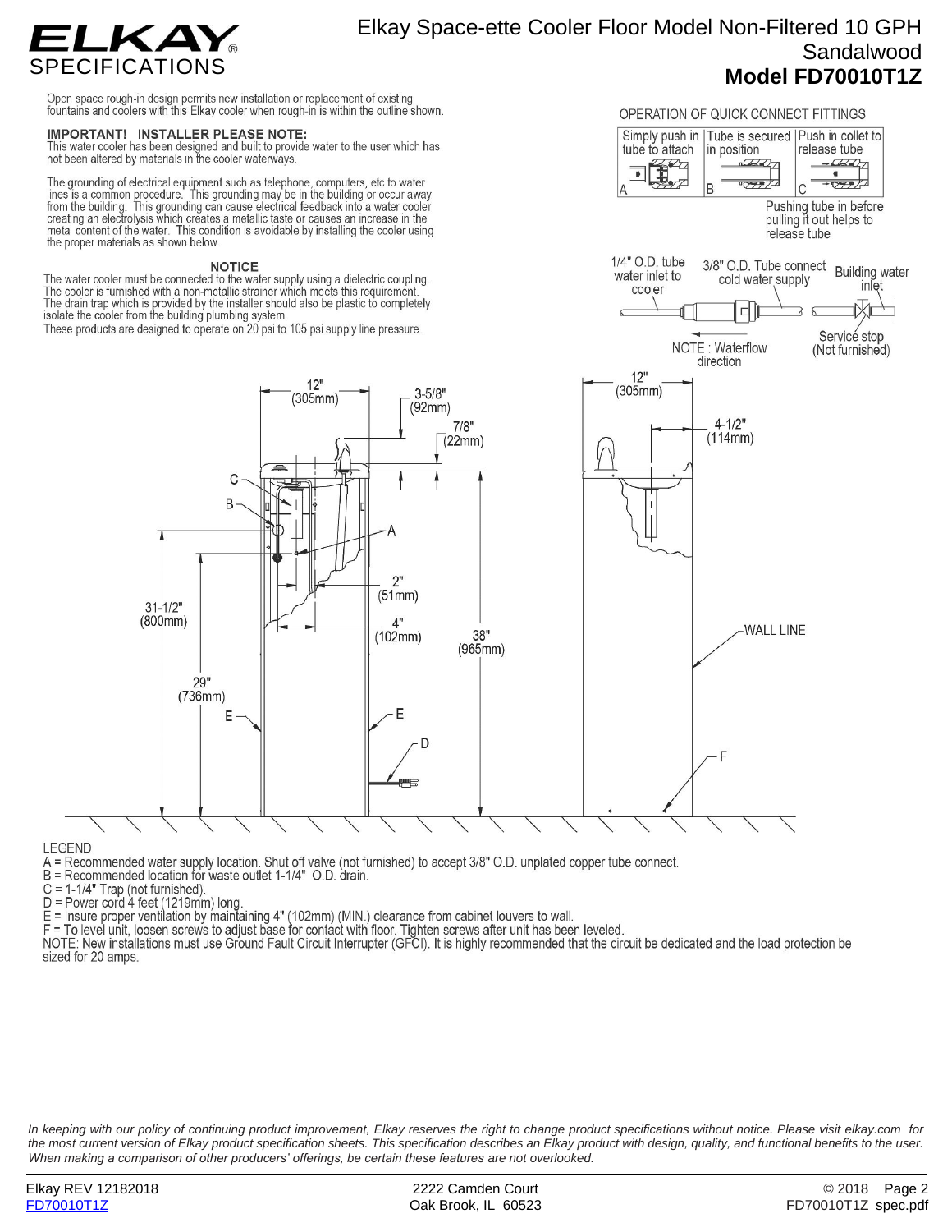# Elkay Space-ette Cooler Floor Model Non-Filtered 10 GPH Sandalwood

## Model FD70010T1Z

Open space rough-in design permits new installation or replacement of existing fountains and coolers with this Elkay cooler when rough-in is within the outline shown.

**IMPORTANT! INSTALLER PLEASE NOTE:**
This water cooler has been designed and built to provide water to the user which has not been altered by materials in the cooler waterways.

The grounding of electrical equipment such as telephone, computers, etc to water lines is a common procedure. This grounding may be in the building or occur away from the building. This grounding can cause electrical feedback into a water cooler creating an electrolysis which creates a metallic taste or causes an increase in the metal content of the water. This condition is avoidable by installing the cooler using the proper materials as shown below.

**NOTICE**

The water cooler must be connected to the water supply using a dielectric coupling. The cooler is furnished with a non-metallic strainer which meets this requirement. The drain trap which is provided by the installer should also be plastic to completely isolate the cooler from the building plumbing system.
These products are designed to operate on 20 psi to 105 psi supply line pressure.

OPERATION OF QUICK CONNECT FITTINGS

A Simply push in tube to attach
B Tube is secured in position
C Push in collet to release tube

Pushing tube in before pulling it out helps to release tube

1/4" O.D. tube water inlet to cooler
3/8" O.D. Tube connect cold water supply
Building water inlet
Service stop (Not furnished)
NOTE : Waterflow direction

12" (305mm)
3-5/8" (92mm)
7/8" (22mm)
2" (51mm)
4" (102mm)
38" (965mm)
31-1/2" (800mm)
29" (736mm)
12" (305mm)
4-1/2" (114mm)
WALL LINE

LEGEND
A = Recommended water supply location. Shut off valve (not furnished) to accept 3/8" O.D. unplated copper tube connect.
B = Recommended location for waste outlet 1-1/4" O.D. drain.
C = 1-1/4" Trap (not furnished).
D = Power cord 4 feet (1219mm) long.
E = Insure proper ventilation by maintaining 4" (102mm) (MIN.) clearance from cabinet louvers to wall.
F = To level unit, loosen screws to adjust base for contact with floor. Tighten screws after unit has been leveled.
NOTE: New installations must use Ground Fault Circuit Interrupter (GFCI). It is highly recommended that the circuit be dedicated and the load protection be sized for 20 amps.

*In keeping with our policy of continuing product improvement, Elkay reserves the right to change product specifications without notice. Please visit elkay.com for the most current version of Elkay product specification sheets. This specification describes an Elkay product with design, quality, and functional benefits to the user. When making a comparison of other producers' offerings, be certain these features are not overlooked.*

Elkay REV 12182018
FD70010T1Z
2222 Camden Court
Oak Brook, IL 60523
© 2018
FD70010T1Z_spec.pdf